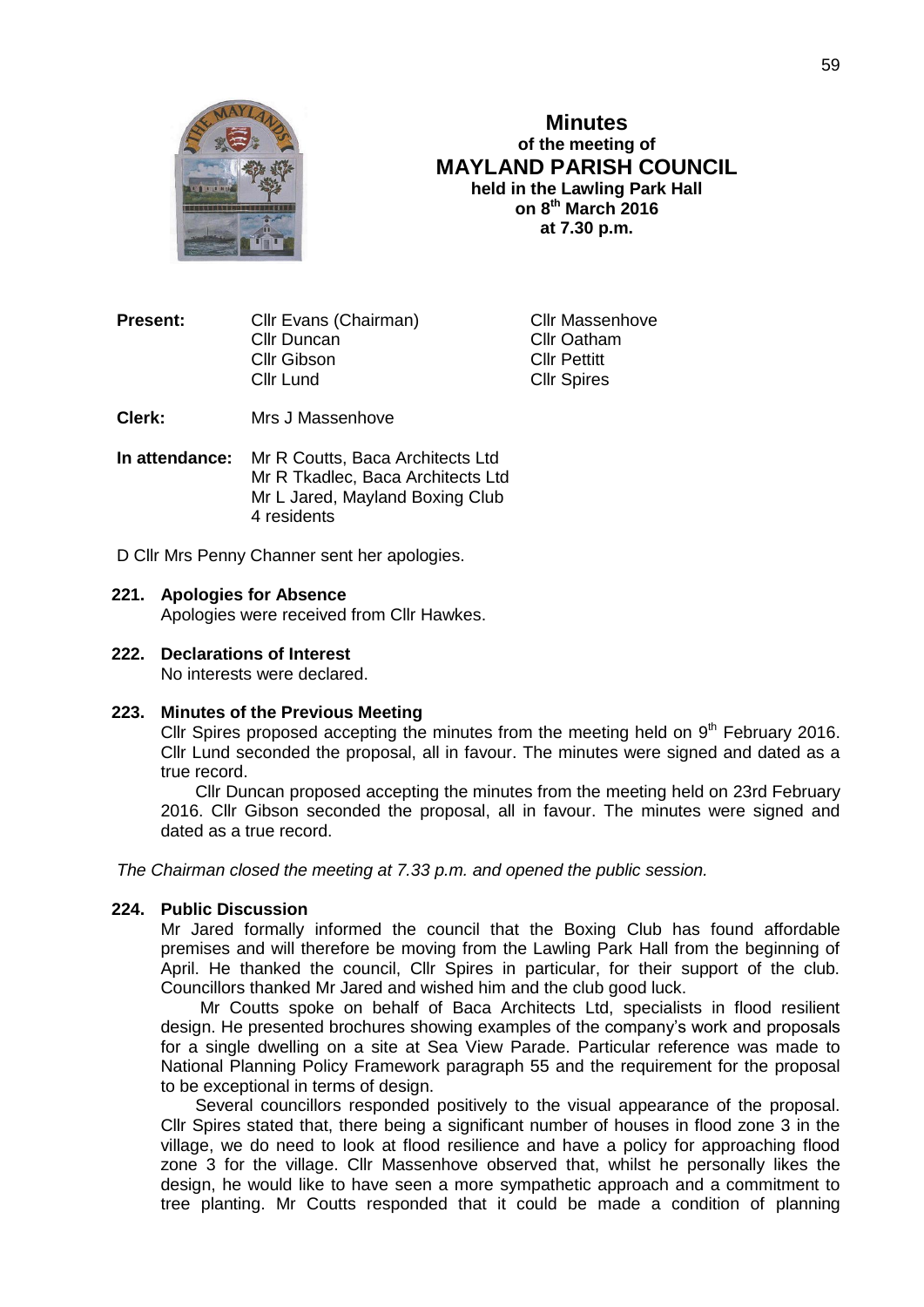# Minutes

**of the meeting of**

**MAYLAND PARISH COUNCIL**

**held in the Lawling Park Hall**

**on 8th March 2016**

**at 7.30 p.m.**

| **Present:** | Cllr Evans (Chairman) | Cllr Massenhove |
|---|---|---|
| | Cllr Duncan | Cllr Oatham |
| | Cllr Gibson | Cllr Pettitt |
| | Cllr Lund | Cllr Spires |

**Clerk:** Mrs J Massenhove

**In attendance:** Mr R Coutts, Baca Architects Ltd
Mr R Tkadlec, Baca Architects Ltd
Mr L Jared, Mayland Boxing Club
4 residents

D Cllr Mrs Penny Channer sent her apologies.

**221. Apologies for Absence**

Apologies were received from Cllr Hawkes.

**222. Declarations of Interest**

No interests were declared.

**223. Minutes of the Previous Meeting**

Cllr Spires proposed accepting the minutes from the meeting held on 9th February 2016. Cllr Lund seconded the proposal, all in favour. The minutes were signed and dated as a true record.

Cllr Duncan proposed accepting the minutes from the meeting held on 23rd February 2016. Cllr Gibson seconded the proposal, all in favour. The minutes were signed and dated as a true record.

*The Chairman closed the meeting at 7.33 p.m. and opened the public session.*

**224. Public Discussion**

Mr Jared formally informed the council that the Boxing Club has found affordable premises and will therefore be moving from the Lawling Park Hall from the beginning of April. He thanked the council, Cllr Spires in particular, for their support of the club. Councillors thanked Mr Jared and wished him and the club good luck.

Mr Coutts spoke on behalf of Baca Architects Ltd, specialists in flood resilient design. He presented brochures showing examples of the company's work and proposals for a single dwelling on a site at Sea View Parade. Particular reference was made to National Planning Policy Framework paragraph 55 and the requirement for the proposal to be exceptional in terms of design.

Several councillors responded positively to the visual appearance of the proposal. Cllr Spires stated that, there being a significant number of houses in flood zone 3 in the village, we do need to look at flood resilience and have a policy for approaching flood zone 3 for the village. Cllr Massenhove observed that, whilst he personally likes the design, he would like to have seen a more sympathetic approach and a commitment to tree planting. Mr Coutts responded that it could be made a condition of planning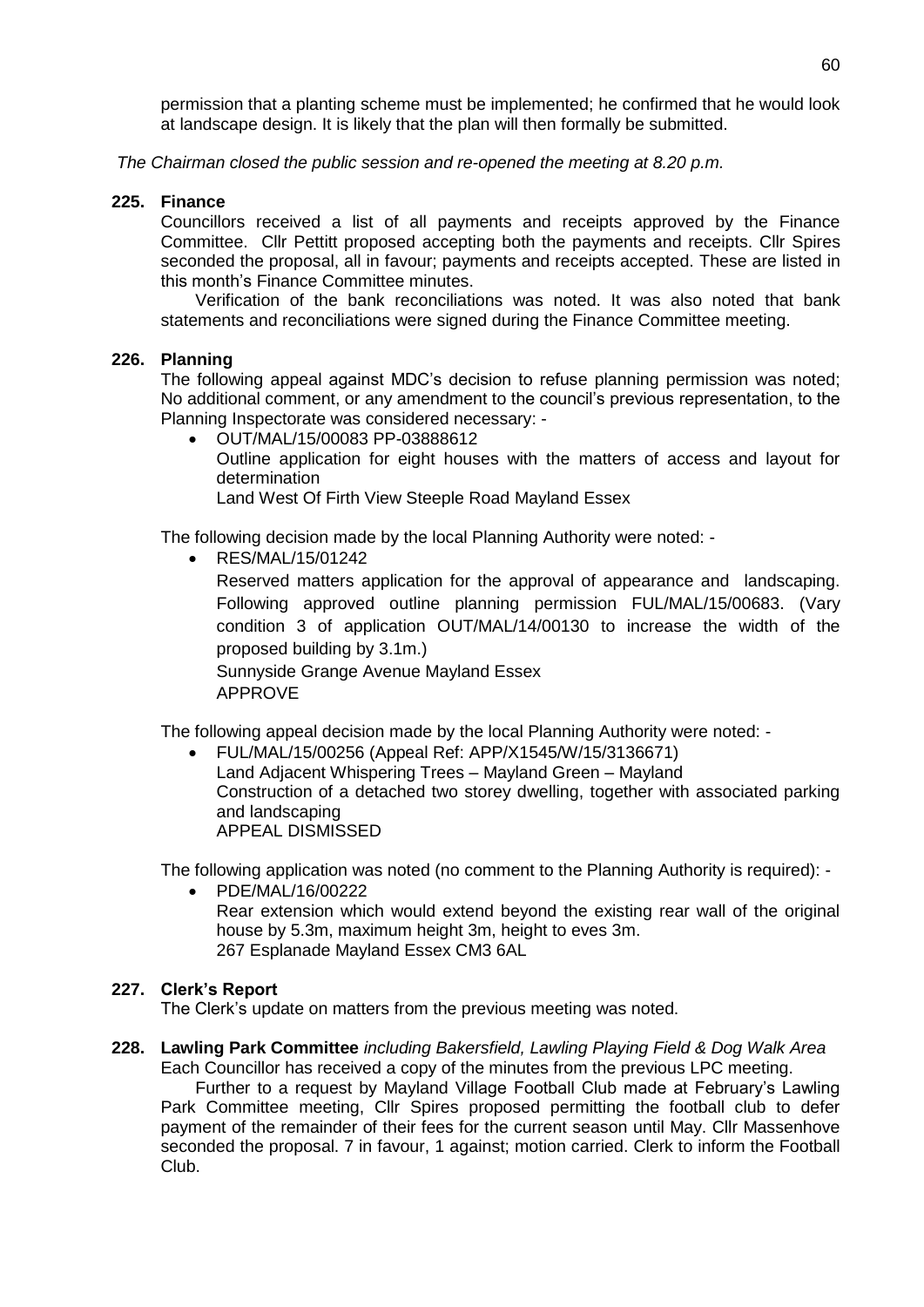permission that a planting scheme must be implemented; he confirmed that he would look at landscape design. It is likely that the plan will then formally be submitted.

*The Chairman closed the public session and re-opened the meeting at 8.20 p.m.*

### 225. Finance

Councillors received a list of all payments and receipts approved by the Finance Committee. Cllr Pettitt proposed accepting both the payments and receipts. Cllr Spires seconded the proposal, all in favour; payments and receipts accepted. These are listed in this month's Finance Committee minutes.

Verification of the bank reconciliations was noted. It was also noted that bank statements and reconciliations were signed during the Finance Committee meeting.

### 226. Planning

The following appeal against MDC's decision to refuse planning permission was noted; No additional comment, or any amendment to the council's previous representation, to the Planning Inspectorate was considered necessary: -

- OUT/MAL/15/00083 PP-03888612
  Outline application for eight houses with the matters of access and layout for determination
  Land West Of Firth View Steeple Road Mayland Essex

The following decision made by the local Planning Authority were noted: -

- RES/MAL/15/01242
  Reserved matters application for the approval of appearance and landscaping. Following approved outline planning permission FUL/MAL/15/00683. (Vary condition 3 of application OUT/MAL/14/00130 to increase the width of the proposed building by 3.1m.)
  Sunnyside Grange Avenue Mayland Essex
  APPROVE

The following appeal decision made by the local Planning Authority were noted: -

- FUL/MAL/15/00256 (Appeal Ref: APP/X1545/W/15/3136671)
  Land Adjacent Whispering Trees – Mayland Green – Mayland
  Construction of a detached two storey dwelling, together with associated parking and landscaping
  APPEAL DISMISSED

The following application was noted (no comment to the Planning Authority is required): -

- PDE/MAL/16/00222
  Rear extension which would extend beyond the existing rear wall of the original house by 5.3m, maximum height 3m, height to eves 3m.
  267 Esplanade Mayland Essex CM3 6AL

### 227. Clerk's Report

The Clerk's update on matters from the previous meeting was noted.

### 228. Lawling Park Committee *including Bakersfield, Lawling Playing Field & Dog Walk Area*

Each Councillor has received a copy of the minutes from the previous LPC meeting.

Further to a request by Mayland Village Football Club made at February's Lawling Park Committee meeting, Cllr Spires proposed permitting the football club to defer payment of the remainder of their fees for the current season until May. Cllr Massenhove seconded the proposal. 7 in favour, 1 against; motion carried. Clerk to inform the Football Club.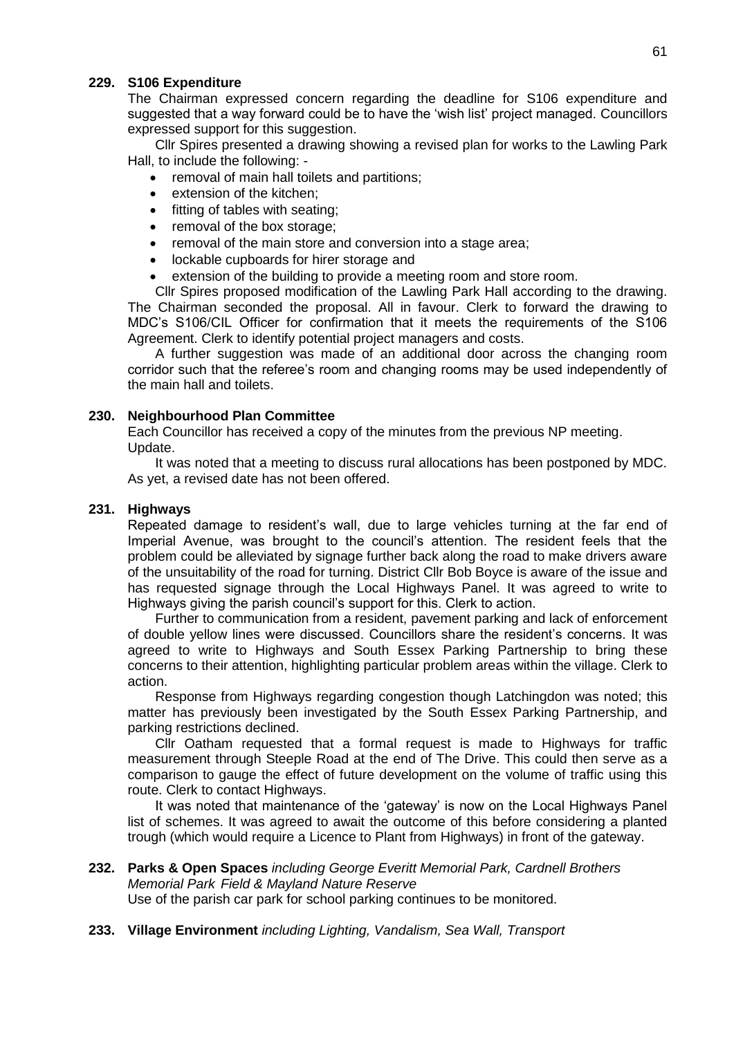**229. S106 Expenditure**

The Chairman expressed concern regarding the deadline for S106 expenditure and suggested that a way forward could be to have the 'wish list' project managed. Councillors expressed support for this suggestion.

Cllr Spires presented a drawing showing a revised plan for works to the Lawling Park Hall, to include the following: -

- removal of main hall toilets and partitions;
- extension of the kitchen;
- fitting of tables with seating;
- removal of the box storage;
- removal of the main store and conversion into a stage area;
- lockable cupboards for hirer storage and
- extension of the building to provide a meeting room and store room.

Cllr Spires proposed modification of the Lawling Park Hall according to the drawing. The Chairman seconded the proposal. All in favour. Clerk to forward the drawing to MDC's S106/CIL Officer for confirmation that it meets the requirements of the S106 Agreement. Clerk to identify potential project managers and costs.

A further suggestion was made of an additional door across the changing room corridor such that the referee's room and changing rooms may be used independently of the main hall and toilets.

**230. Neighbourhood Plan Committee**

Each Councillor has received a copy of the minutes from the previous NP meeting.
Update.

It was noted that a meeting to discuss rural allocations has been postponed by MDC. As yet, a revised date has not been offered.

**231. Highways**

Repeated damage to resident's wall, due to large vehicles turning at the far end of Imperial Avenue, was brought to the council's attention. The resident feels that the problem could be alleviated by signage further back along the road to make drivers aware of the unsuitability of the road for turning. District Cllr Bob Boyce is aware of the issue and has requested signage through the Local Highways Panel. It was agreed to write to Highways giving the parish council's support for this. Clerk to action.

Further to communication from a resident, pavement parking and lack of enforcement of double yellow lines were discussed. Councillors share the resident's concerns. It was agreed to write to Highways and South Essex Parking Partnership to bring these concerns to their attention, highlighting particular problem areas within the village. Clerk to action.

Response from Highways regarding congestion though Latchingdon was noted; this matter has previously been investigated by the South Essex Parking Partnership, and parking restrictions declined.

Cllr Oatham requested that a formal request is made to Highways for traffic measurement through Steeple Road at the end of The Drive. This could then serve as a comparison to gauge the effect of future development on the volume of traffic using this route. Clerk to contact Highways.

It was noted that maintenance of the 'gateway' is now on the Local Highways Panel list of schemes. It was agreed to await the outcome of this before considering a planted trough (which would require a Licence to Plant from Highways) in front of the gateway.

**232. Parks & Open Spaces** *including George Everitt Memorial Park, Cardnell Brothers Memorial Park Field & Mayland Nature Reserve*

Use of the parish car park for school parking continues to be monitored.

**233. Village Environment** *including Lighting, Vandalism, Sea Wall, Transport*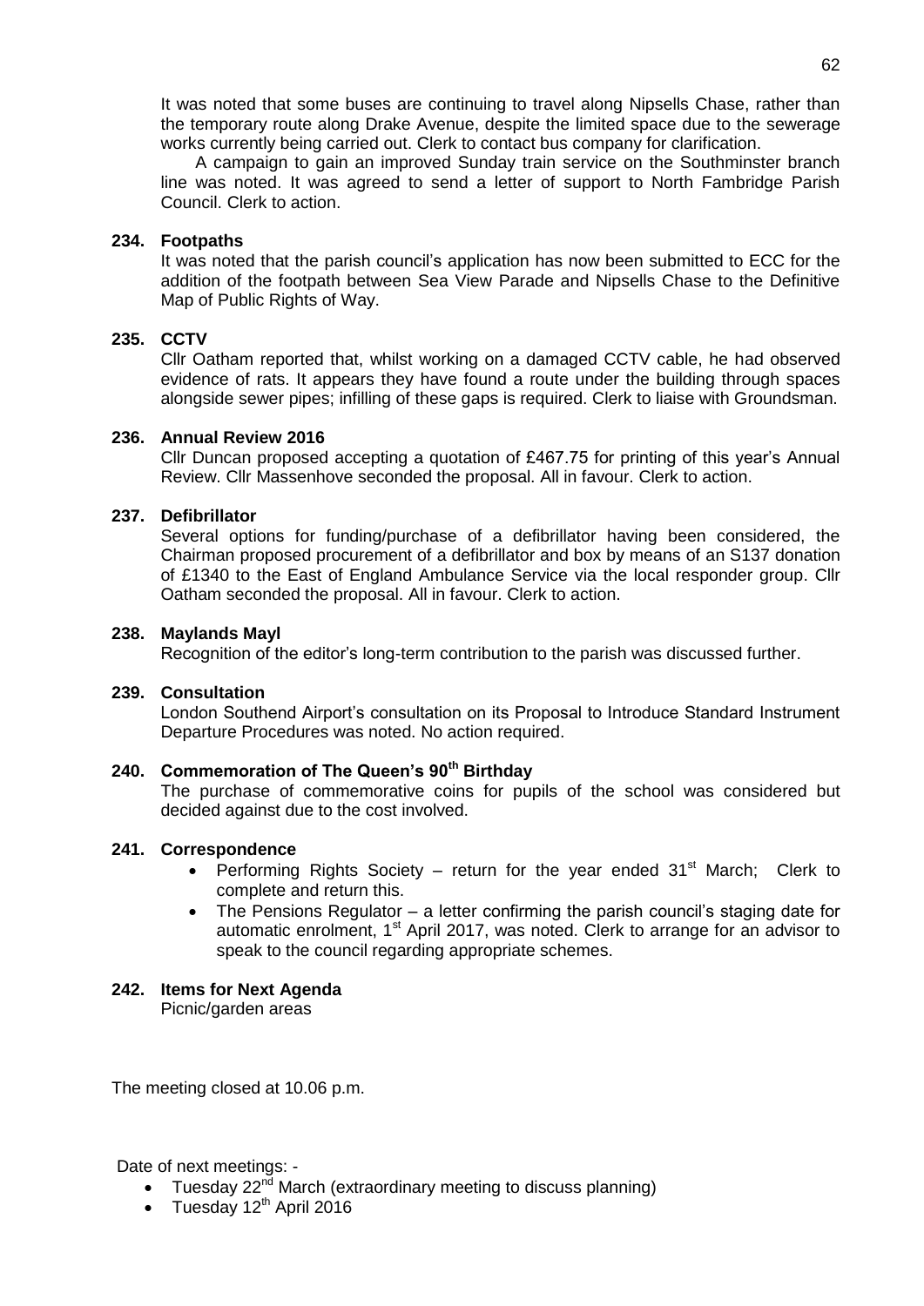It was noted that some buses are continuing to travel along Nipsells Chase, rather than the temporary route along Drake Avenue, despite the limited space due to the sewerage works currently being carried out. Clerk to contact bus company for clarification.

A campaign to gain an improved Sunday train service on the Southminster branch line was noted. It was agreed to send a letter of support to North Fambridge Parish Council. Clerk to action.

**234. Footpaths**

It was noted that the parish council's application has now been submitted to ECC for the addition of the footpath between Sea View Parade and Nipsells Chase to the Definitive Map of Public Rights of Way.

**235. CCTV**

Cllr Oatham reported that, whilst working on a damaged CCTV cable, he had observed evidence of rats. It appears they have found a route under the building through spaces alongside sewer pipes; infilling of these gaps is required. Clerk to liaise with Groundsman.

**236. Annual Review 2016**

Cllr Duncan proposed accepting a quotation of £467.75 for printing of this year's Annual Review. Cllr Massenhove seconded the proposal. All in favour. Clerk to action.

**237. Defibrillator**

Several options for funding/purchase of a defibrillator having been considered, the Chairman proposed procurement of a defibrillator and box by means of an S137 donation of £1340 to the East of England Ambulance Service via the local responder group. Cllr Oatham seconded the proposal. All in favour. Clerk to action.

**238. Maylands Mayl**

Recognition of the editor's long-term contribution to the parish was discussed further.

**239. Consultation**

London Southend Airport's consultation on its Proposal to Introduce Standard Instrument Departure Procedures was noted. No action required.

**240. Commemoration of The Queen's 90th Birthday**

The purchase of commemorative coins for pupils of the school was considered but decided against due to the cost involved.

**241. Correspondence**

- Performing Rights Society – return for the year ended 31st March; Clerk to complete and return this.
- The Pensions Regulator – a letter confirming the parish council's staging date for automatic enrolment, 1st April 2017, was noted. Clerk to arrange for an advisor to speak to the council regarding appropriate schemes.

**242. Items for Next Agenda**

Picnic/garden areas

The meeting closed at 10.06 p.m.

Date of next meetings: -

- Tuesday 22nd March (extraordinary meeting to discuss planning)
- Tuesday 12th April 2016